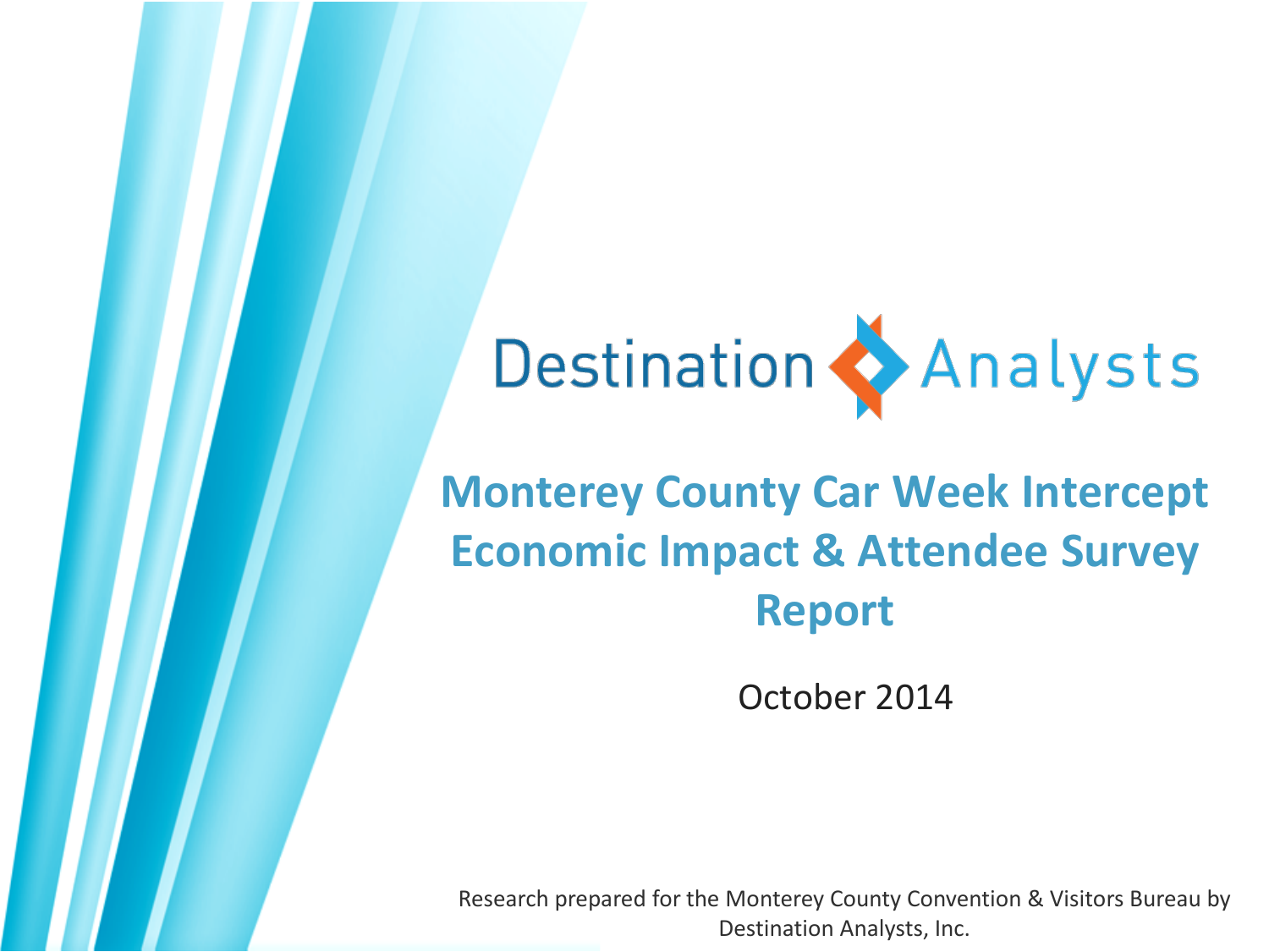Destination Analysts

# Monterey County Car Week Intercept Economic Impact & Attendee Survey Report

October 2014

Research prepared for the Monterey County Convention & Visitors Bureau by Destination Analysts, Inc.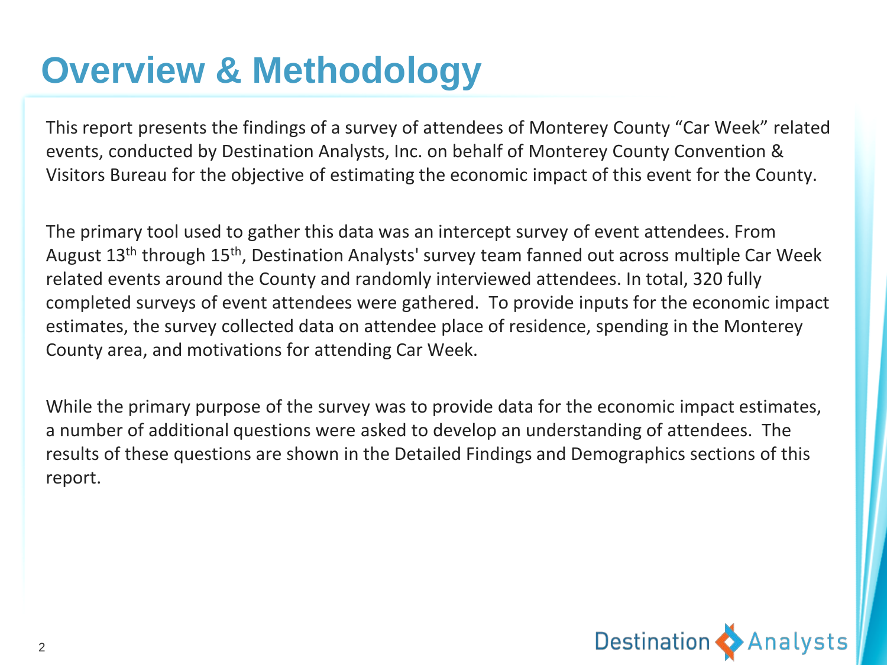# Overview & Methodology

This report presents the findings of a survey of attendees of Monterey County "Car Week" related events, conducted by Destination Analysts, Inc. on behalf of Monterey County Convention & Visitors Bureau for the objective of estimating the economic impact of this event for the County.

The primary tool used to gather this data was an intercept survey of event attendees. From August 13th through 15th, Destination Analysts' survey team fanned out across multiple Car Week related events around the County and randomly interviewed attendees. In total, 320 fully completed surveys of event attendees were gathered. To provide inputs for the economic impact estimates, the survey collected data on attendee place of residence, spending in the Monterey County area, and motivations for attending Car Week.

While the primary purpose of the survey was to provide data for the economic impact estimates, a number of additional questions were asked to develop an understanding of attendees. The results of these questions are shown in the Detailed Findings and Demographics sections of this report.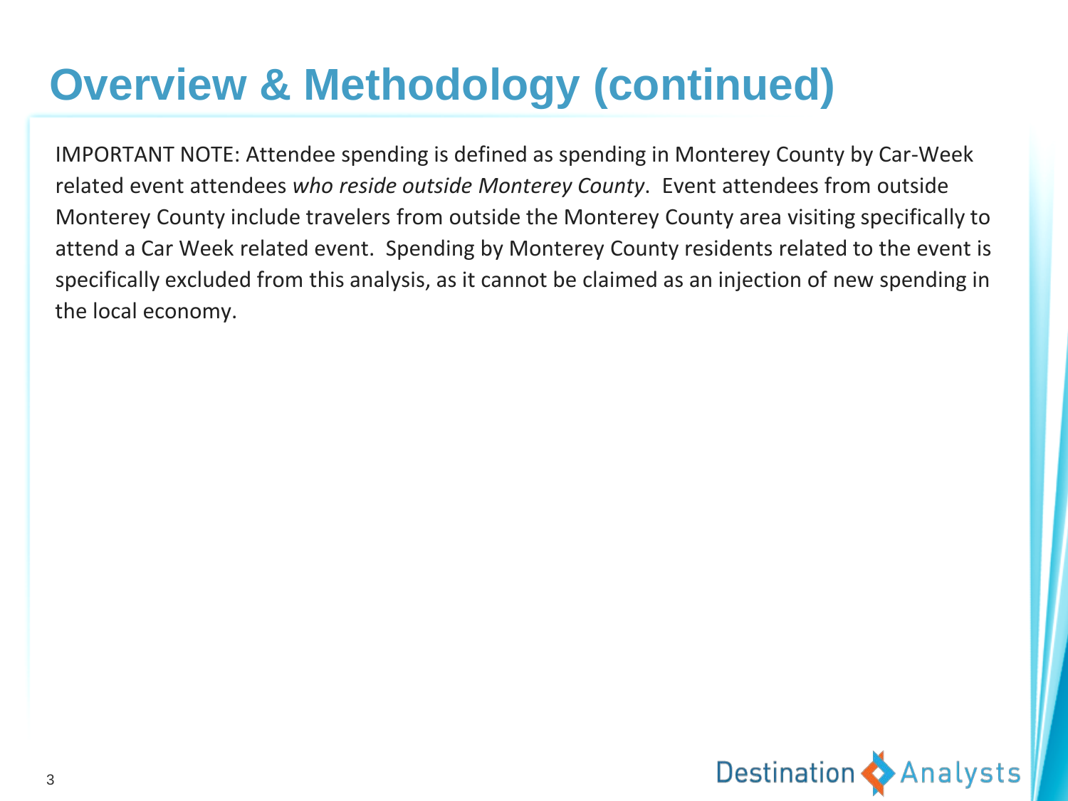# Overview & Methodology (continued)

IMPORTANT NOTE: Attendee spending is defined as spending in Monterey County by Car-Week related event attendees *who reside outside Monterey County*. Event attendees from outside Monterey County include travelers from outside the Monterey County area visiting specifically to attend a Car Week related event. Spending by Monterey County residents related to the event is specifically excluded from this analysis, as it cannot be claimed as an injection of new spending in the local economy.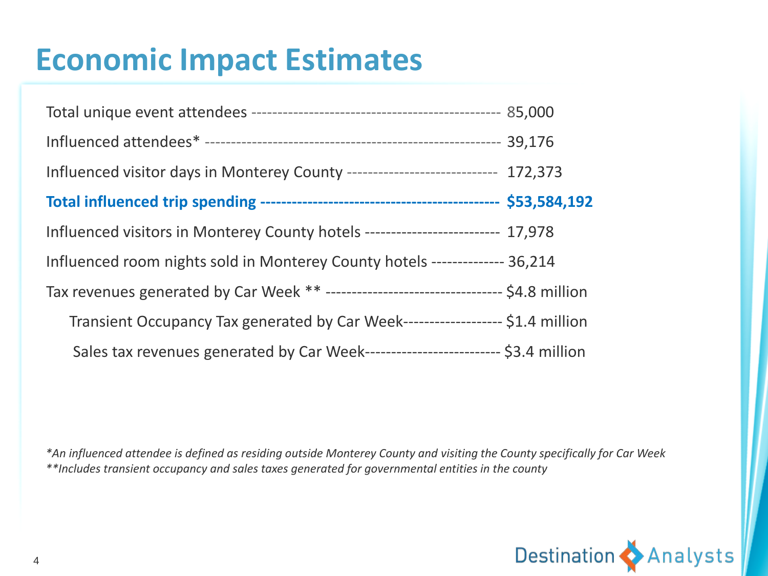# Economic Impact Estimates

| Metric | Value |
|---|---|
| Total unique event attendees | 85,000 |
| Influenced attendees* | 39,176 |
| Influenced visitor days in Monterey County | 172,373 |
| **Total influenced trip spending** | **$53,584,192** |
| Influenced visitors in Monterey County hotels | 17,978 |
| Influenced room nights sold in Monterey County hotels | 36,214 |
| Tax revenues generated by Car Week ** | $4.8 million |
| Transient Occupancy Tax generated by Car Week | $1.4 million |
| Sales tax revenues generated by Car Week | $3.4 million |

*\*An influenced attendee is defined as residing outside Monterey County and visiting the County specifically for Car Week*
*\*\*Includes transient occupancy and sales taxes generated for governmental entities in the county*

Destination Analysts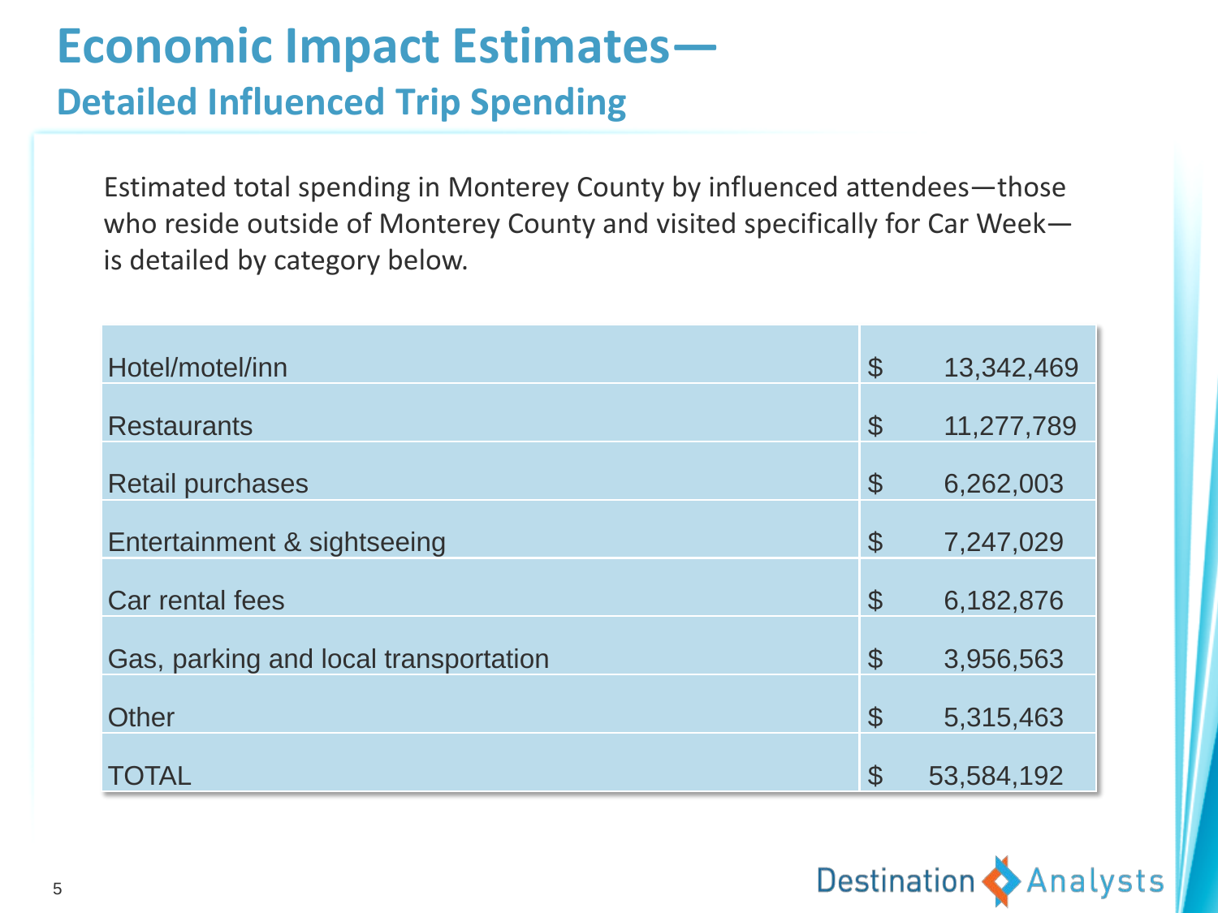# Economic Impact Estimates—

## Detailed Influenced Trip Spending

Estimated total spending in Monterey County by influenced attendees—those who reside outside of Monterey County and visited specifically for Car Week—is detailed by category below.

| Category | Amount |
|---|---|
| Hotel/motel/inn | $ 13,342,469 |
| Restaurants | $ 11,277,789 |
| Retail purchases | $ 6,262,003 |
| Entertainment & sightseeing | $ 7,247,029 |
| Car rental fees | $ 6,182,876 |
| Gas, parking and local transportation | $ 3,956,563 |
| Other | $ 5,315,463 |
| TOTAL | $ 53,584,192 |

Destination Analysts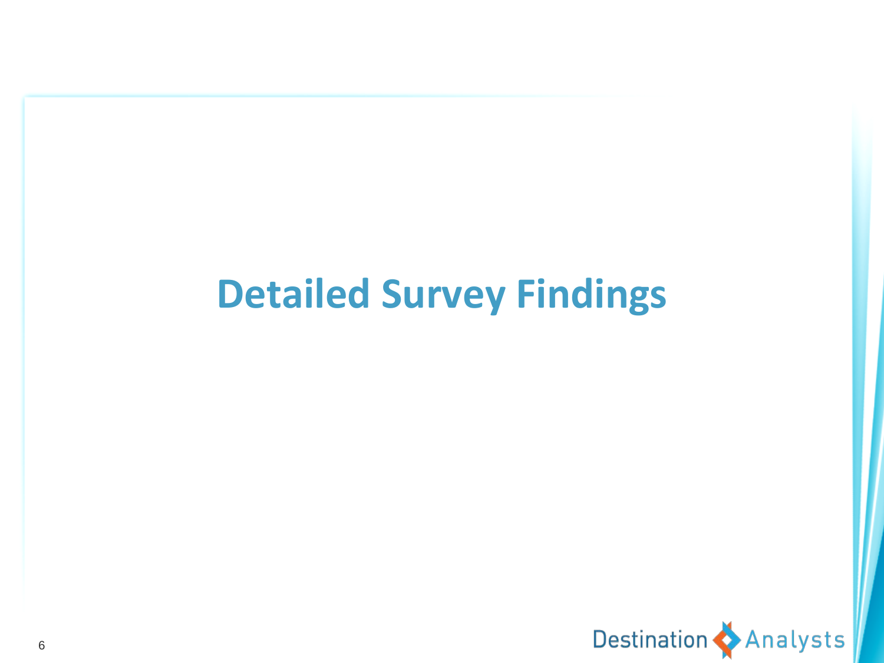# Detailed Survey Findings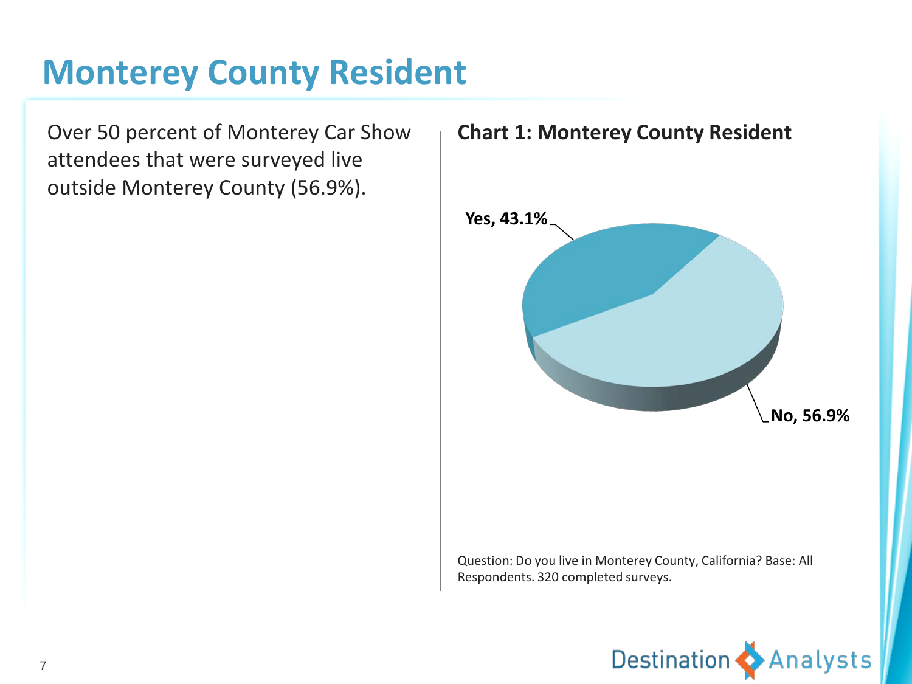# Monterey County Resident

Over 50 percent of Monterey Car Show attendees that were surveyed live outside Monterey County (56.9%).

**Chart 1: Monterey County Resident**

Yes, 43.1%

No, 56.9%

Question: Do you live in Monterey County, California? Base: All Respondents. 320 completed surveys.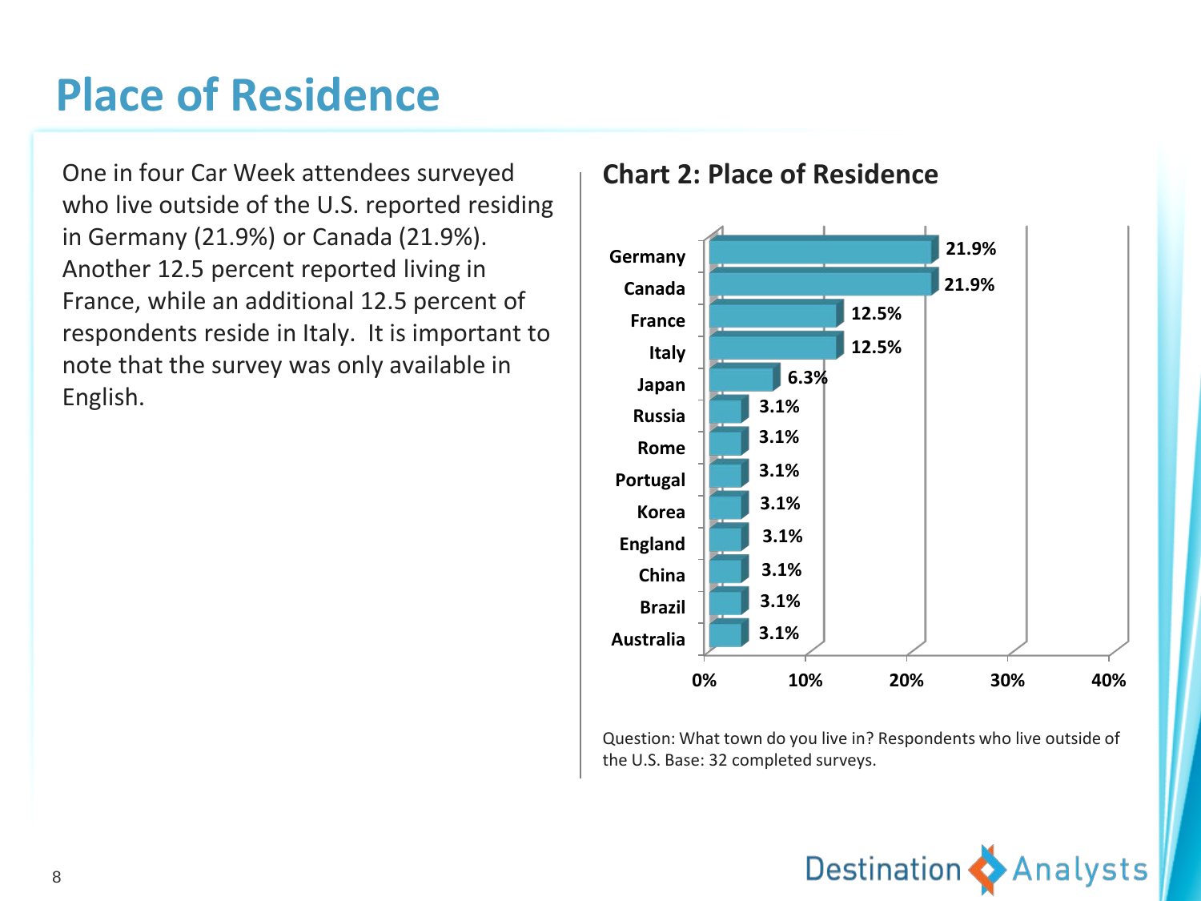# Place of Residence

One in four Car Week attendees surveyed who live outside of the U.S. reported residing in Germany (21.9%) or Canada (21.9%). Another 12.5 percent reported living in France, while an additional 12.5 percent of respondents reside in Italy. It is important to note that the survey was only available in English.

## Chart 2: Place of Residence

| Country | Percent |
|---|---|
| Germany | 21.9% |
| Canada | 21.9% |
| France | 12.5% |
| Italy | 12.5% |
| Japan | 6.3% |
| Russia | 3.1% |
| Rome | 3.1% |
| Portugal | 3.1% |
| Korea | 3.1% |
| England | 3.1% |
| China | 3.1% |
| Brazil | 3.1% |
| Australia | 3.1% |

Question: What town do you live in? Respondents who live outside of the U.S. Base: 32 completed surveys.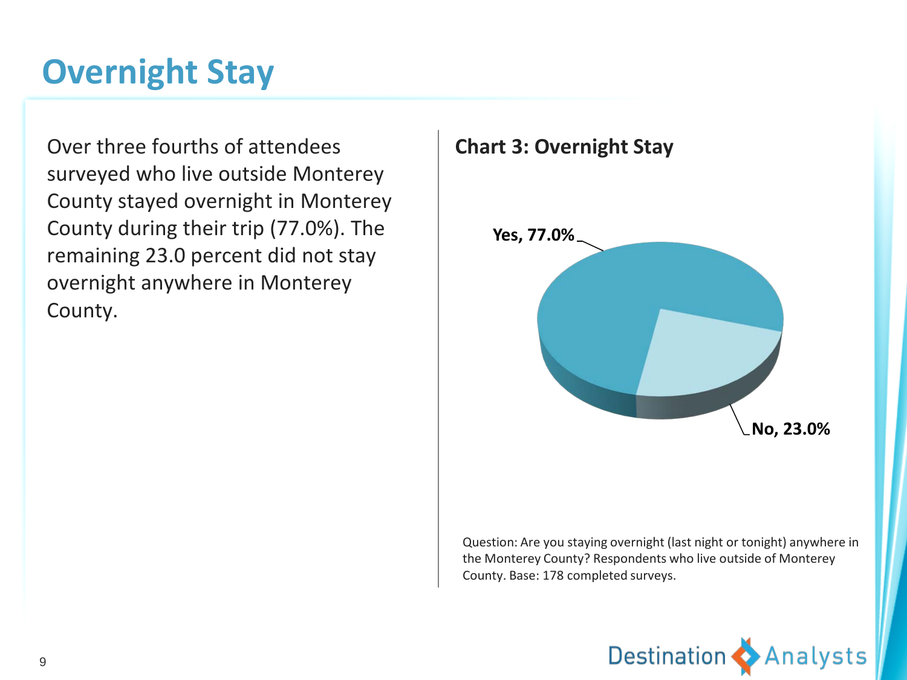# Overnight Stay

Over three fourths of attendees surveyed who live outside Monterey County stayed overnight in Monterey County during their trip (77.0%). The remaining 23.0 percent did not stay overnight anywhere in Monterey County.

**Chart 3: Overnight Stay**

Yes, 77.0%

No, 23.0%

Question: Are you staying overnight (last night or tonight) anywhere in the Monterey County? Respondents who live outside of Monterey County. Base: 178 completed surveys.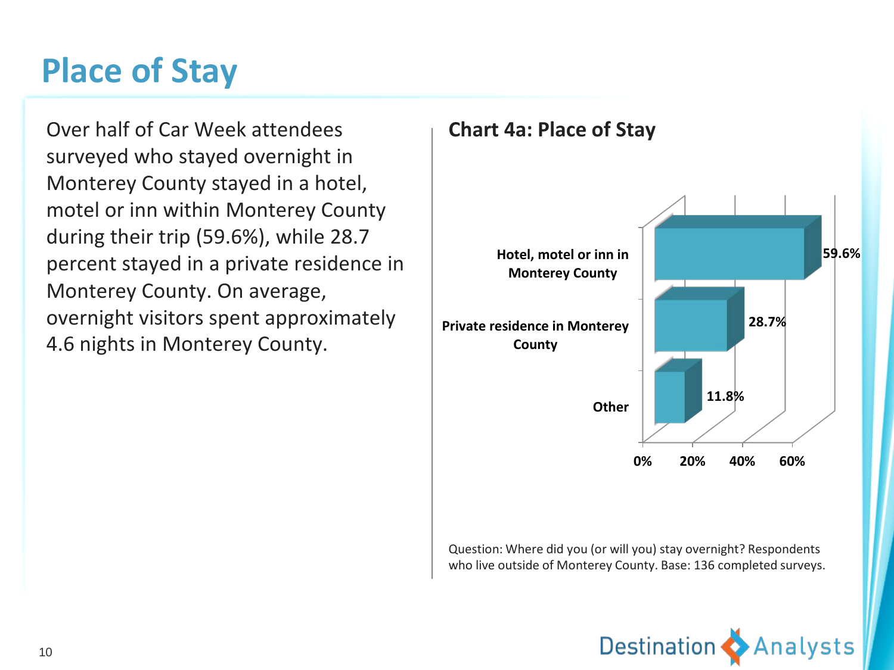# Place of Stay

Over half of Car Week attendees surveyed who stayed overnight in Monterey County stayed in a hotel, motel or inn within Monterey County during their trip (59.6%), while 28.7 percent stayed in a private residence in Monterey County. On average, overnight visitors spent approximately 4.6 nights in Monterey County.

## Chart 4a: Place of Stay

| Place of Stay | Percent |
|---|---|
| Hotel, motel or inn in Monterey County | 59.6% |
| Private residence in Monterey County | 28.7% |
| Other | 11.8% |

Question: Where did you (or will you) stay overnight? Respondents who live outside of Monterey County. Base: 136 completed surveys.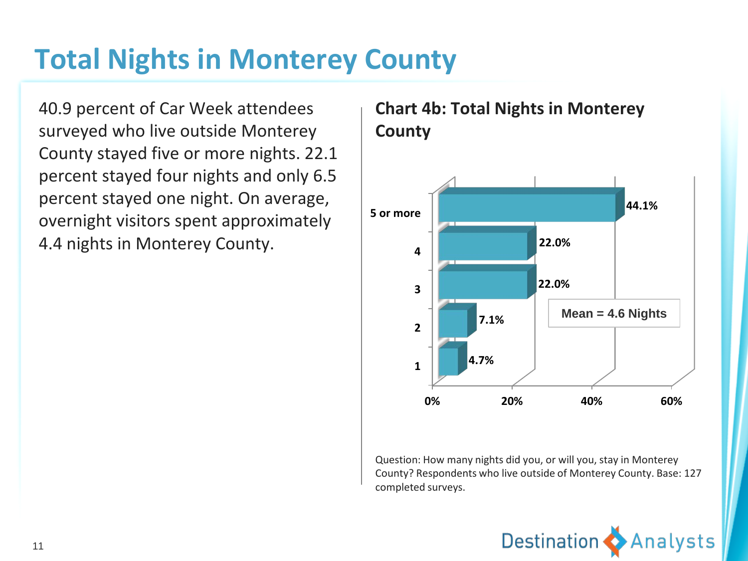# Total Nights in Monterey County

40.9 percent of Car Week attendees surveyed who live outside Monterey County stayed five or more nights. 22.1 percent stayed four nights and only 6.5 percent stayed one night. On average, overnight visitors spent approximately 4.4 nights in Monterey County.

## Chart 4b: Total Nights in Monterey County

| Nights | Percent |
|---|---|
| 5 or more | 44.1% |
| 4 | 22.0% |
| 3 | 22.0% |
| 2 | 7.1% |
| 1 | 4.7% |

Mean = 4.6 Nights

Question: How many nights did you, or will you, stay in Monterey County? Respondents who live outside of Monterey County. Base: 127 completed surveys.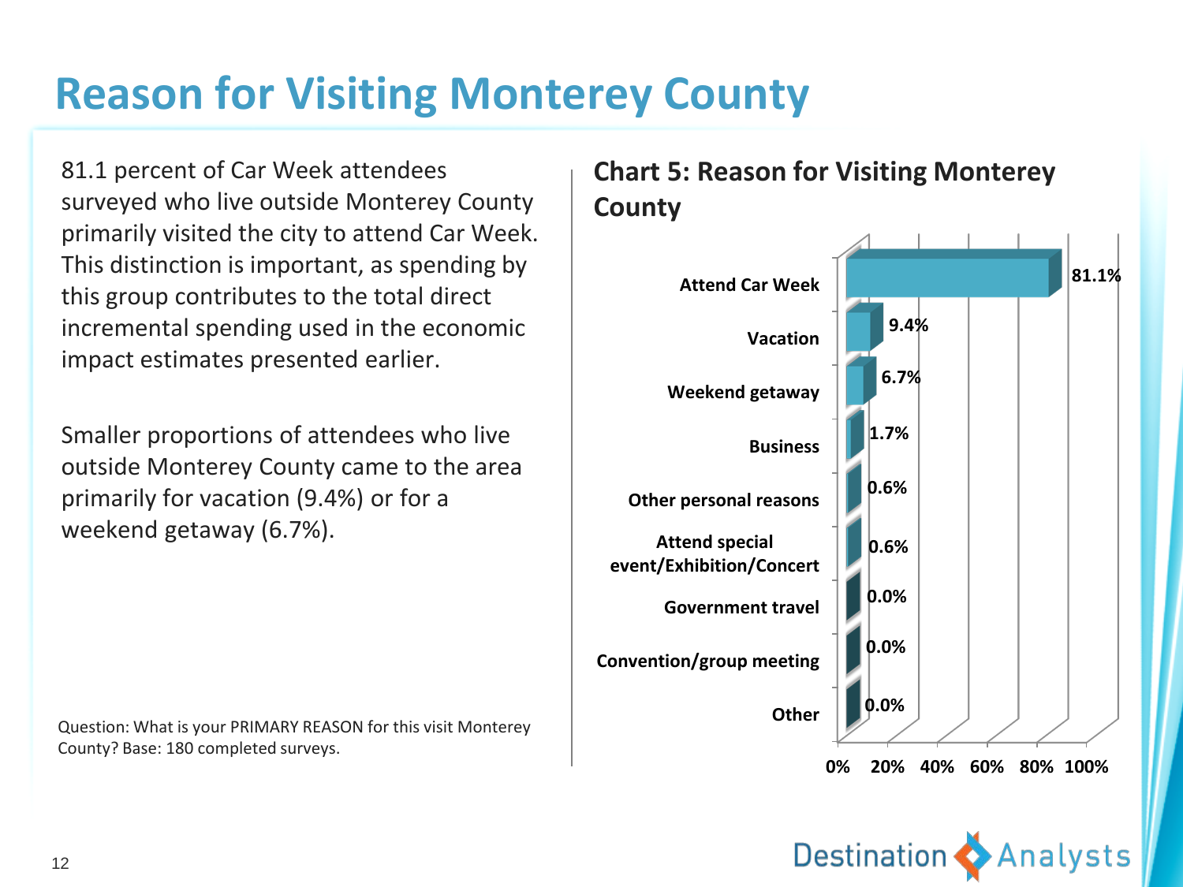# Reason for Visiting Monterey County

81.1 percent of Car Week attendees surveyed who live outside Monterey County primarily visited the city to attend Car Week. This distinction is important, as spending by this group contributes to the total direct incremental spending used in the economic impact estimates presented earlier.

Smaller proportions of attendees who live outside Monterey County came to the area primarily for vacation (9.4%) or for a weekend getaway (6.7%).

Question: What is your PRIMARY REASON for this visit Monterey County? Base: 180 completed surveys.

## Chart 5: Reason for Visiting Monterey County

| Reason | Percent |
|---|---|
| Attend Car Week | 81.1% |
| Vacation | 9.4% |
| Weekend getaway | 6.7% |
| Business | 1.7% |
| Other personal reasons | 0.6% |
| Attend special event/Exhibition/Concert | 0.6% |
| Government travel | 0.0% |
| Convention/group meeting | 0.0% |
| Other | 0.0% |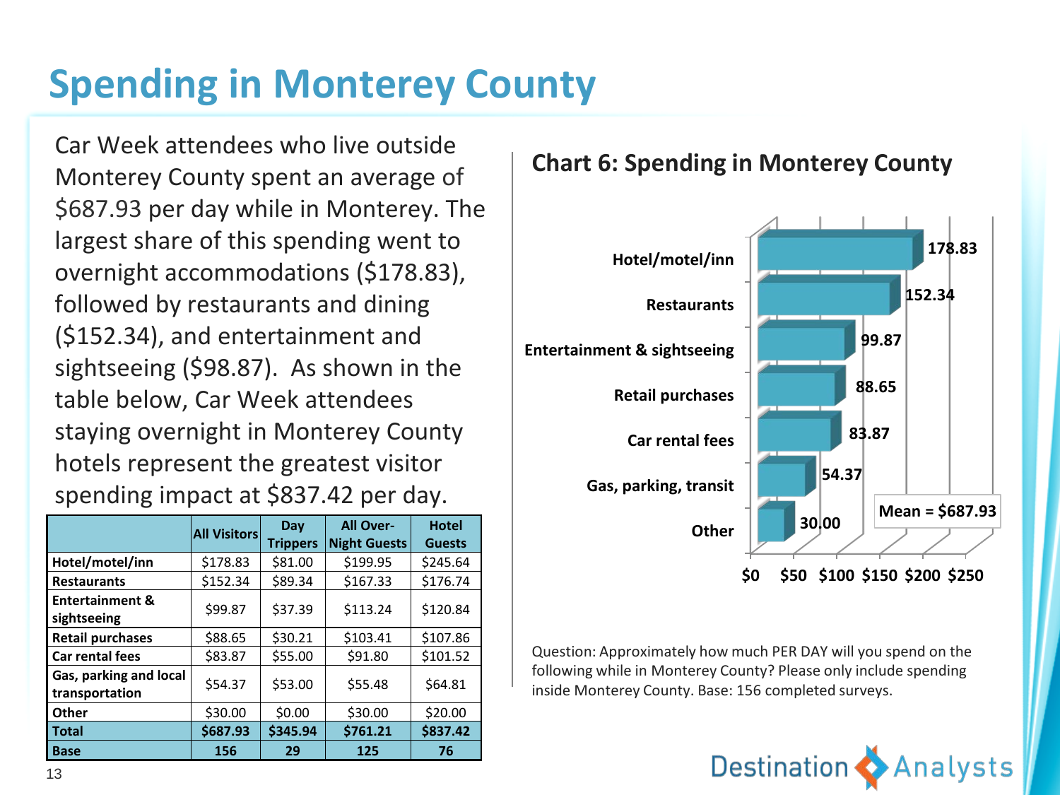# Spending in Monterey County

Car Week attendees who live outside Monterey County spent an average of $687.93 per day while in Monterey. The largest share of this spending went to overnight accommodations ($178.83), followed by restaurants and dining ($152.34), and entertainment and sightseeing ($98.87). As shown in the table below, Car Week attendees staying overnight in Monterey County hotels represent the greatest visitor spending impact at $837.42 per day.

| | All Visitors | Day Trippers | All Over-Night Guests | Hotel Guests |
|---|---|---|---|---|
| Hotel/motel/inn | $178.83 | $81.00 | $199.95 | $245.64 |
| Restaurants | $152.34 | $89.34 | $167.33 | $176.74 |
| Entertainment & sightseeing | $99.87 | $37.39 | $113.24 | $120.84 |
| Retail purchases | $88.65 | $30.21 | $103.41 | $107.86 |
| Car rental fees | $83.87 | $55.00 | $91.80 | $101.52 |
| Gas, parking and local transportation | $54.37 | $53.00 | $55.48 | $64.81 |
| Other | $30.00 | $0.00 | $30.00 | $20.00 |
| **Total** | **$687.93** | **$345.94** | **$761.21** | **$837.42** |
| **Base** | **156** | **29** | **125** | **76** |

## Chart 6: Spending in Monterey County

| Category | Amount |
|---|---|
| Hotel/motel/inn | 178.83 |
| Restaurants | 152.34 |
| Entertainment & sightseeing | 99.87 |
| Retail purchases | 88.65 |
| Car rental fees | 83.87 |
| Gas, parking, transit | 54.37 |
| Other | 30.00 |

Mean = $687.93

Question: Approximately how much PER DAY will you spend on the following while in Monterey County? Please only include spending inside Monterey County. Base: 156 completed surveys.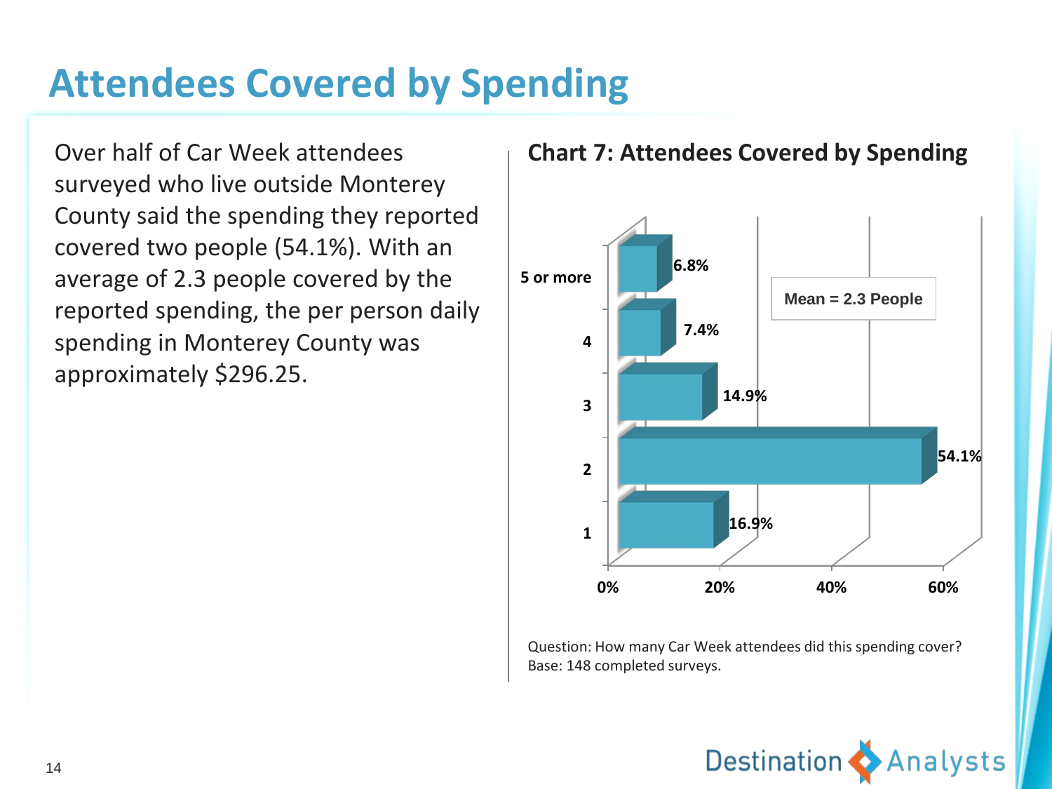# Attendees Covered by Spending

Over half of Car Week attendees surveyed who live outside Monterey County said the spending they reported covered two people (54.1%). With an average of 2.3 people covered by the reported spending, the per person daily spending in Monterey County was approximately $296.25.

## Chart 7: Attendees Covered by Spending

| Attendees covered | Percent |
|---|---|
| 5 or more | 6.8% |
| 4 | 7.4% |
| 3 | 14.9% |
| 2 | 54.1% |
| 1 | 16.9% |

Mean = 2.3 People

Question: How many Car Week attendees did this spending cover?
Base: 148 completed surveys.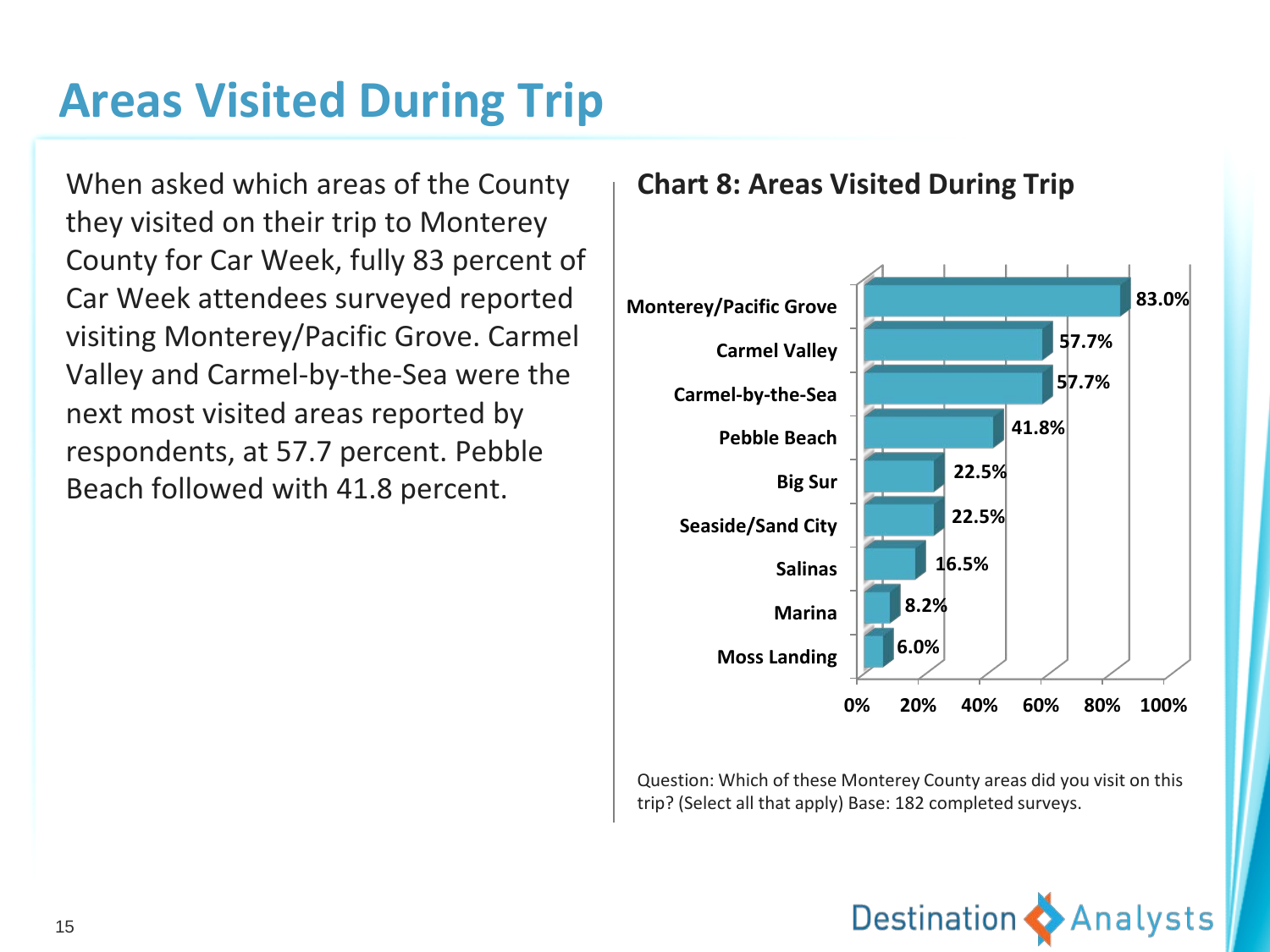# Areas Visited During Trip

When asked which areas of the County they visited on their trip to Monterey County for Car Week, fully 83 percent of Car Week attendees surveyed reported visiting Monterey/Pacific Grove. Carmel Valley and Carmel-by-the-Sea were the next most visited areas reported by respondents, at 57.7 percent. Pebble Beach followed with 41.8 percent.

**Chart 8: Areas Visited During Trip**

| Area | Percent |
|---|---|
| Monterey/Pacific Grove | 83.0% |
| Carmel Valley | 57.7% |
| Carmel-by-the-Sea | 57.7% |
| Pebble Beach | 41.8% |
| Big Sur | 22.5% |
| Seaside/Sand City | 22.5% |
| Salinas | 16.5% |
| Marina | 8.2% |
| Moss Landing | 6.0% |

Question: Which of these Monterey County areas did you visit on this trip? (Select all that apply) Base: 182 completed surveys.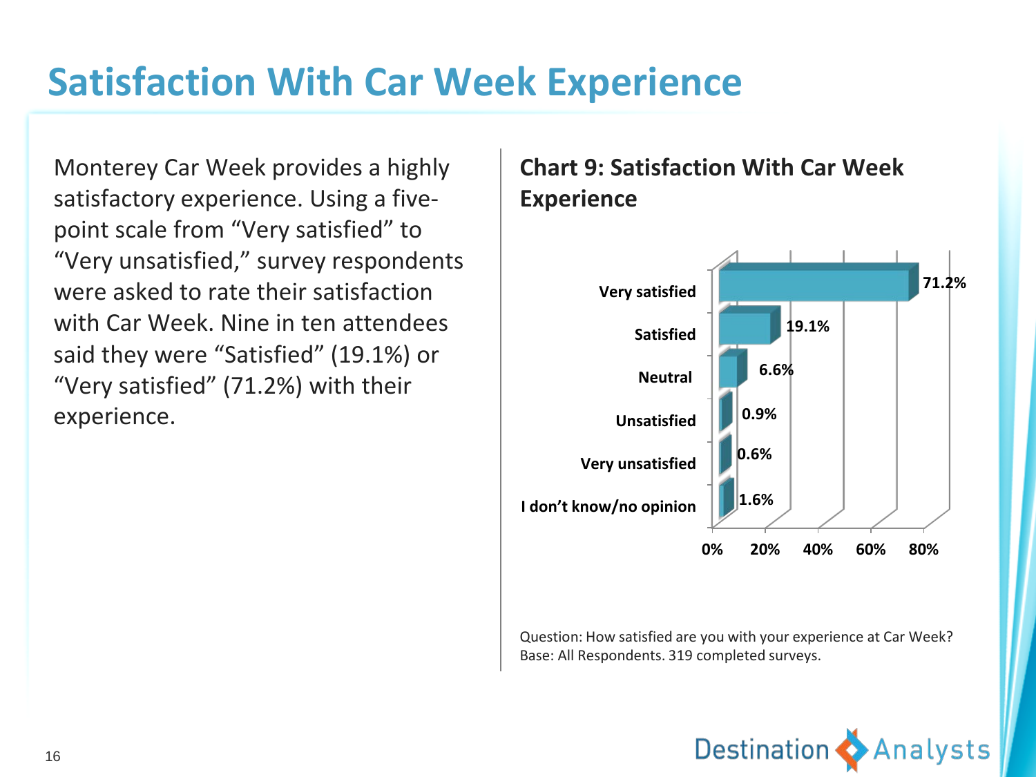# Satisfaction With Car Week Experience

Monterey Car Week provides a highly satisfactory experience. Using a five-point scale from "Very satisfied" to "Very unsatisfied," survey respondents were asked to rate their satisfaction with Car Week. Nine in ten attendees said they were "Satisfied" (19.1%) or "Very satisfied" (71.2%) with their experience.

**Chart 9: Satisfaction With Car Week Experience**

| Response | Percent |
|---|---|
| Very satisfied | 71.2% |
| Satisfied | 19.1% |
| Neutral | 6.6% |
| Unsatisfied | 0.9% |
| Very unsatisfied | 0.6% |
| I don't know/no opinion | 1.6% |

Question: How satisfied are you with your experience at Car Week?
Base: All Respondents. 319 completed surveys.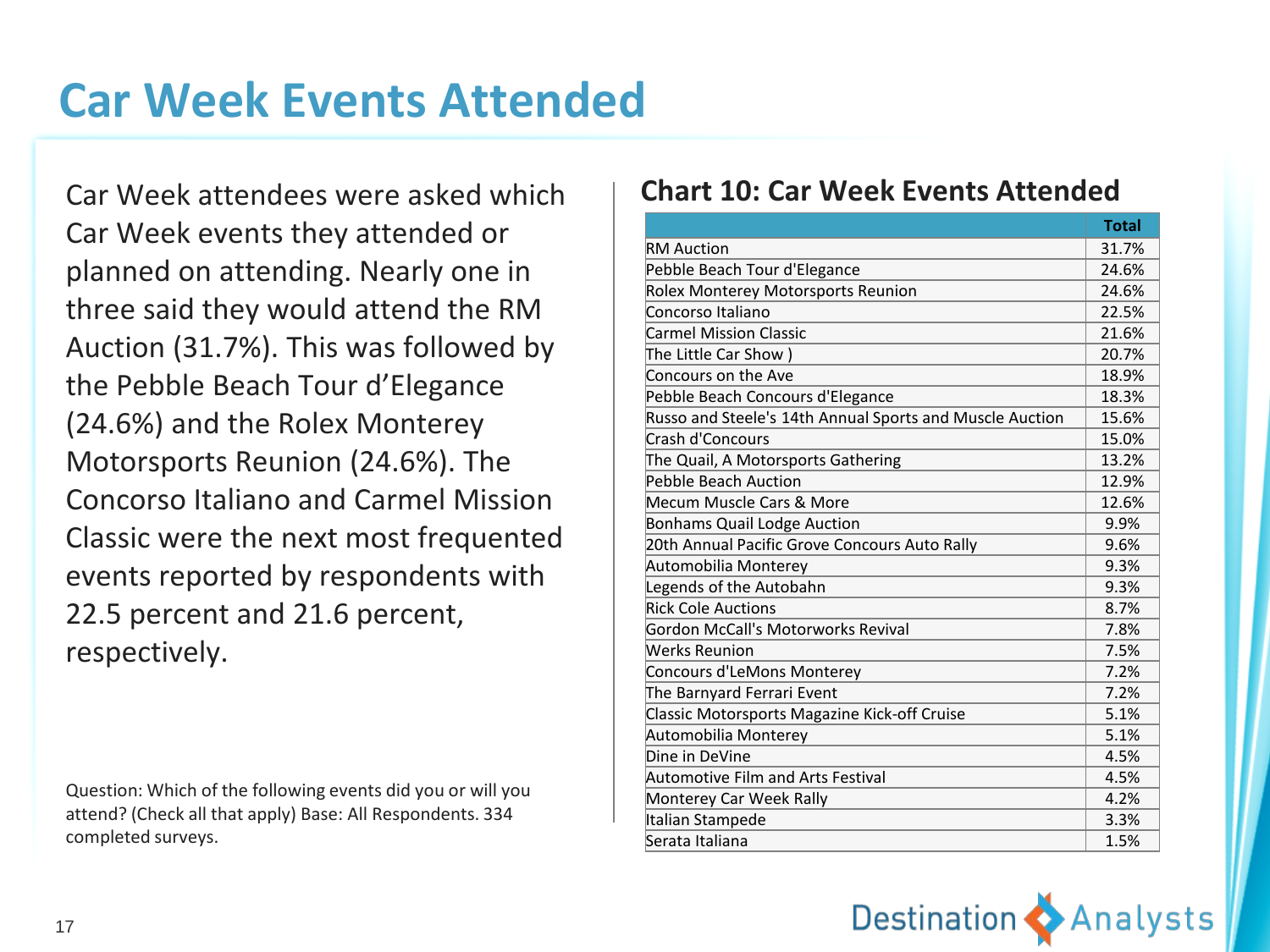# Car Week Events Attended

Car Week attendees were asked which Car Week events they attended or planned on attending. Nearly one in three said they would attend the RM Auction (31.7%). This was followed by the Pebble Beach Tour d'Elegance (24.6%) and the Rolex Monterey Motorsports Reunion (24.6%). The Concorso Italiano and Carmel Mission Classic were the next most frequented events reported by respondents with 22.5 percent and 21.6 percent, respectively.

Question: Which of the following events did you or will you attend? (Check all that apply) Base: All Respondents. 334 completed surveys.

## Chart 10: Car Week Events Attended

| | Total |
|---|---|
| RM Auction | 31.7% |
| Pebble Beach Tour d'Elegance | 24.6% |
| Rolex Monterey Motorsports Reunion | 24.6% |
| Concorso Italiano | 22.5% |
| Carmel Mission Classic | 21.6% |
| The Little Car Show ) | 20.7% |
| Concours on the Ave | 18.9% |
| Pebble Beach Concours d'Elegance | 18.3% |
| Russo and Steele's 14th Annual Sports and Muscle Auction | 15.6% |
| Crash d'Concours | 15.0% |
| The Quail, A Motorsports Gathering | 13.2% |
| Pebble Beach Auction | 12.9% |
| Mecum Muscle Cars & More | 12.6% |
| Bonhams Quail Lodge Auction | 9.9% |
| 20th Annual Pacific Grove Concours Auto Rally | 9.6% |
| Automobilia Monterey | 9.3% |
| Legends of the Autobahn | 9.3% |
| Rick Cole Auctions | 8.7% |
| Gordon McCall's Motorworks Revival | 7.8% |
| Werks Reunion | 7.5% |
| Concours d'LeMons Monterey | 7.2% |
| The Barnyard Ferrari Event | 7.2% |
| Classic Motorsports Magazine Kick-off Cruise | 5.1% |
| Automobilia Monterey | 5.1% |
| Dine in DeVine | 4.5% |
| Automotive Film and Arts Festival | 4.5% |
| Monterey Car Week Rally | 4.2% |
| Italian Stampede | 3.3% |
| Serata Italiana | 1.5% |

Destination Analysts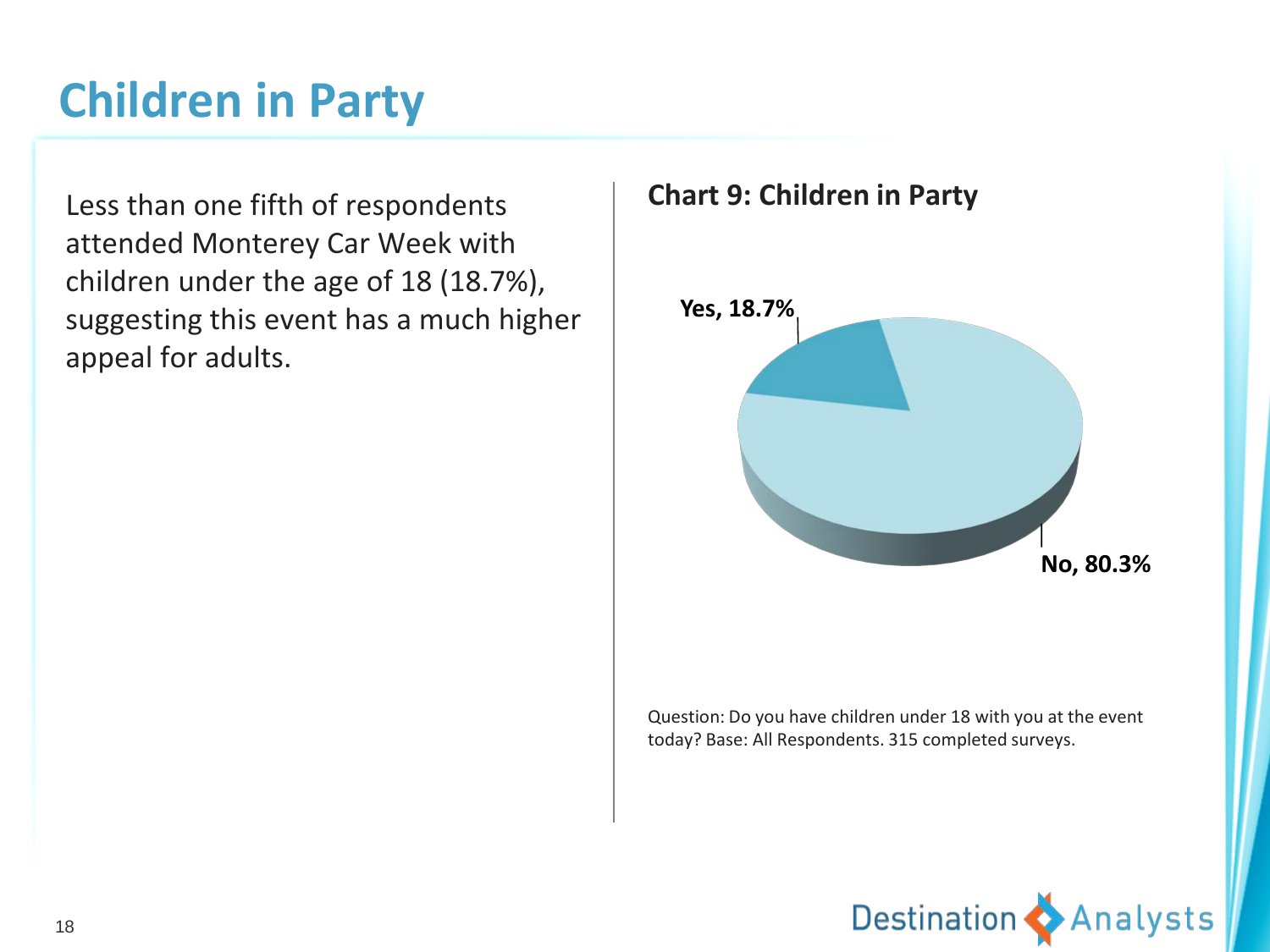# Children in Party

Less than one fifth of respondents attended Monterey Car Week with children under the age of 18 (18.7%), suggesting this event has a much higher appeal for adults.

**Chart 9: Children in Party**

Yes, 18.7%

No, 80.3%

Question: Do you have children under 18 with you at the event today? Base: All Respondents. 315 completed surveys.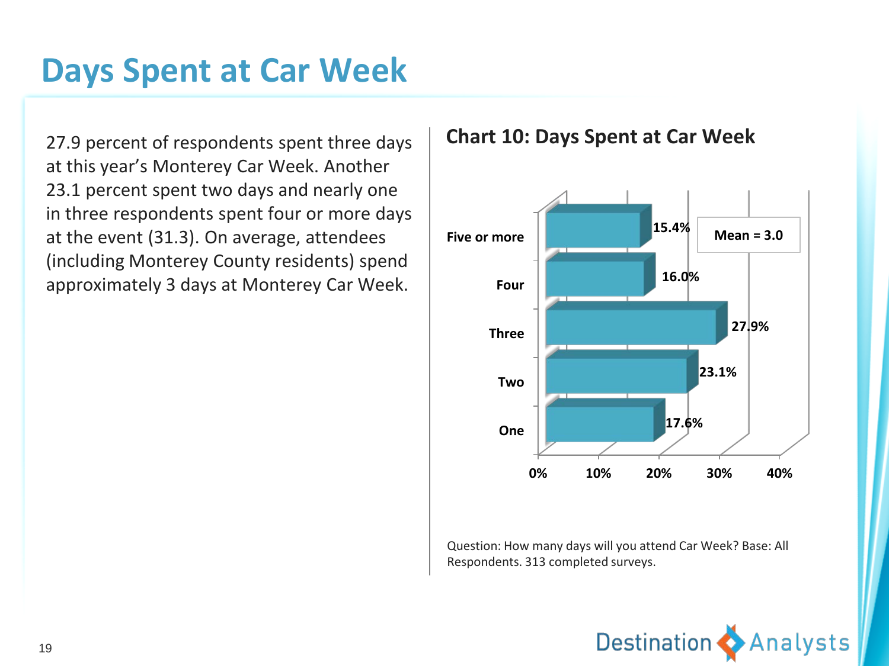# Days Spent at Car Week

27.9 percent of respondents spent three days at this year's Monterey Car Week. Another 23.1 percent spent two days and nearly one in three respondents spent four or more days at the event (31.3). On average, attendees (including Monterey County residents) spend approximately 3 days at Monterey Car Week.

## Chart 10: Days Spent at Car Week

| Days | Percent |
| --- | --- |
| Five or more | 15.4% |
| Four | 16.0% |
| Three | 27.9% |
| Two | 23.1% |
| One | 17.6% |

Mean = 3.0

Question: How many days will you attend Car Week? Base: All Respondents. 313 completed surveys.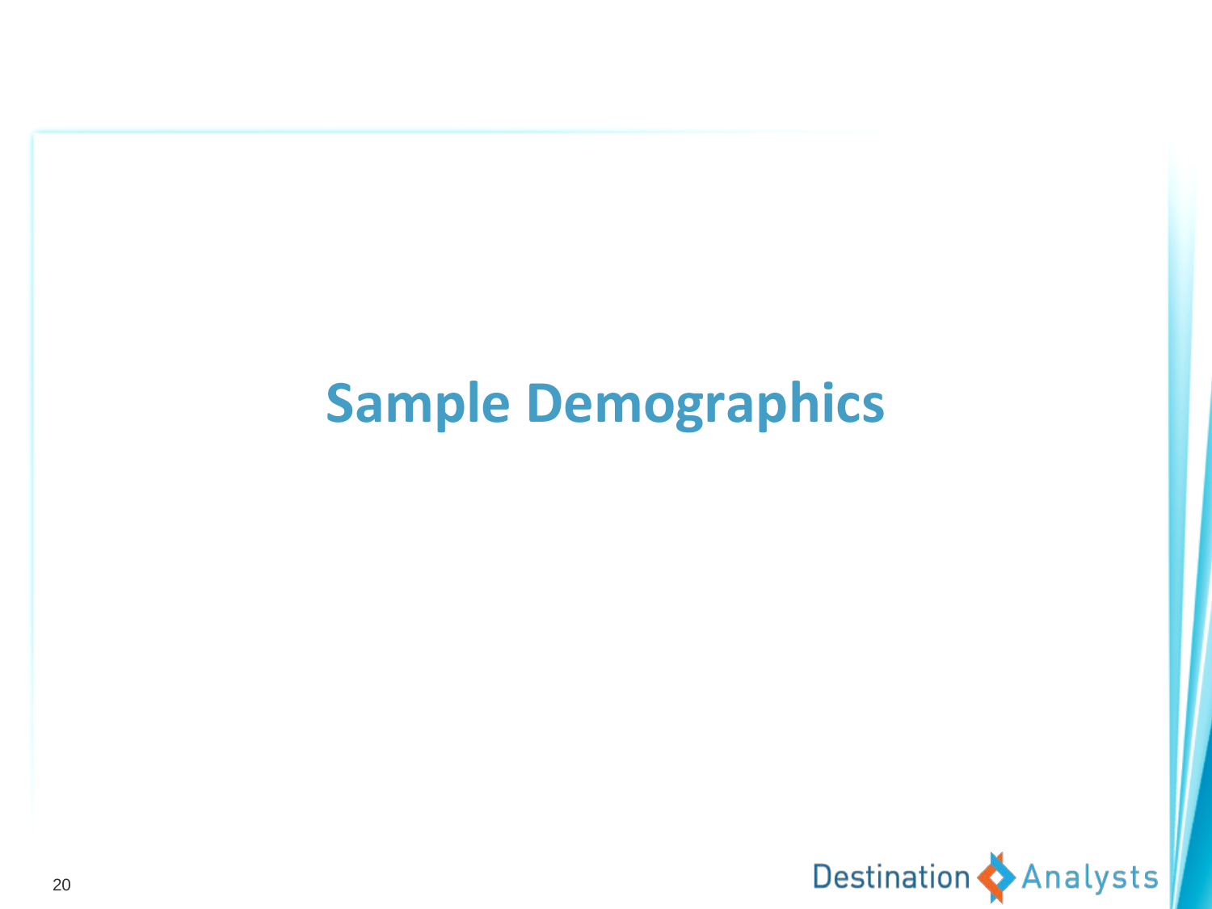# Sample Demographics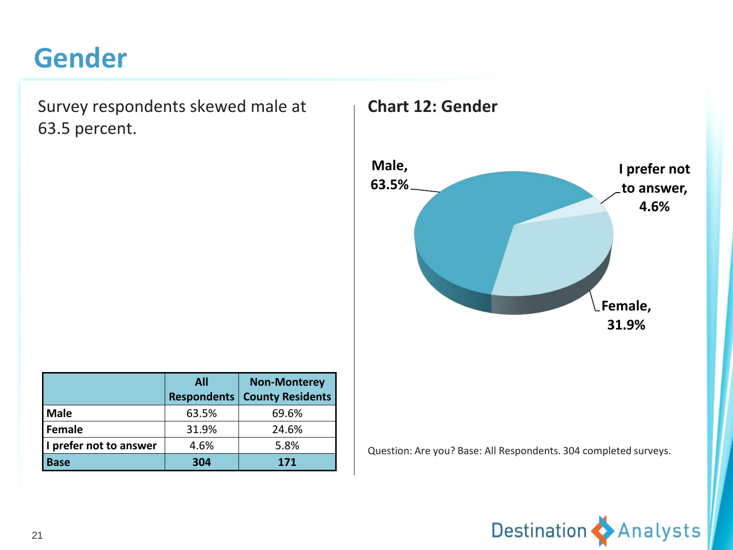# Gender

Survey respondents skewed male at 63.5 percent.

| | All Respondents | Non-Monterey County Residents |
|---|---|---|
| **Male** | 63.5% | 69.6% |
| **Female** | 31.9% | 24.6% |
| **I prefer not to answer** | 4.6% | 5.8% |
| **Base** | **304** | **171** |

**Chart 12: Gender**

Male, 63.5%

I prefer not to answer, 4.6%

Female, 31.9%

Question: Are you? Base: All Respondents. 304 completed surveys.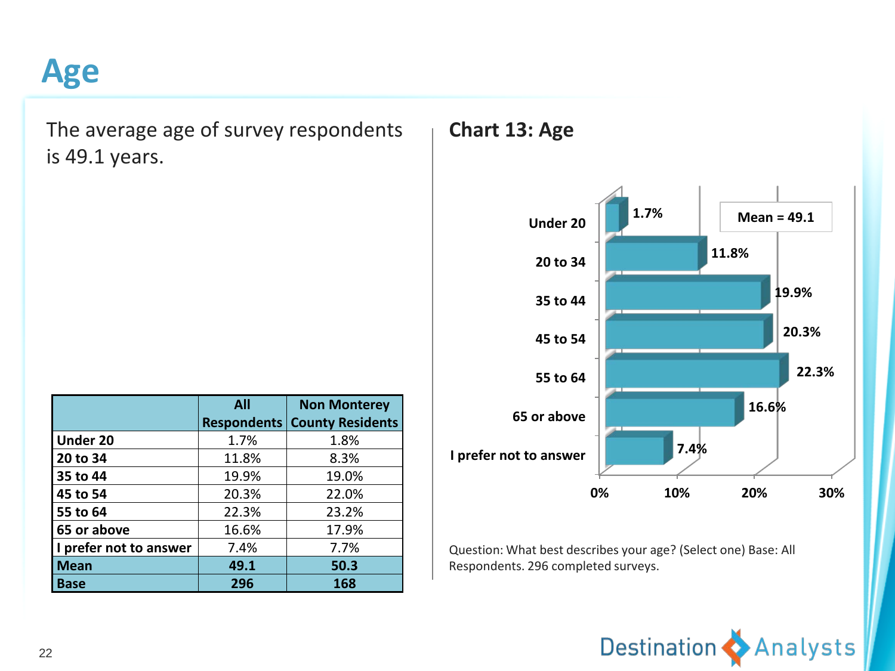# Age

The average age of survey respondents is 49.1 years.

| | All Respondents | Non Monterey County Residents |
|---|---|---|
| Under 20 | 1.7% | 1.8% |
| 20 to 34 | 11.8% | 8.3% |
| 35 to 44 | 19.9% | 19.0% |
| 45 to 54 | 20.3% | 22.0% |
| 55 to 64 | 22.3% | 23.2% |
| 65 or above | 16.6% | 17.9% |
| I prefer not to answer | 7.4% | 7.7% |
| **Mean** | **49.1** | **50.3** |
| **Base** | **296** | **168** |

## Chart 13: Age

| Age | Percent |
|---|---|
| Under 20 | 1.7% |
| 20 to 34 | 11.8% |
| 35 to 44 | 19.9% |
| 45 to 54 | 20.3% |
| 55 to 64 | 22.3% |
| 65 or above | 16.6% |
| I prefer not to answer | 7.4% |

Mean = 49.1

Question: What best describes your age? (Select one) Base: All Respondents. 296 completed surveys.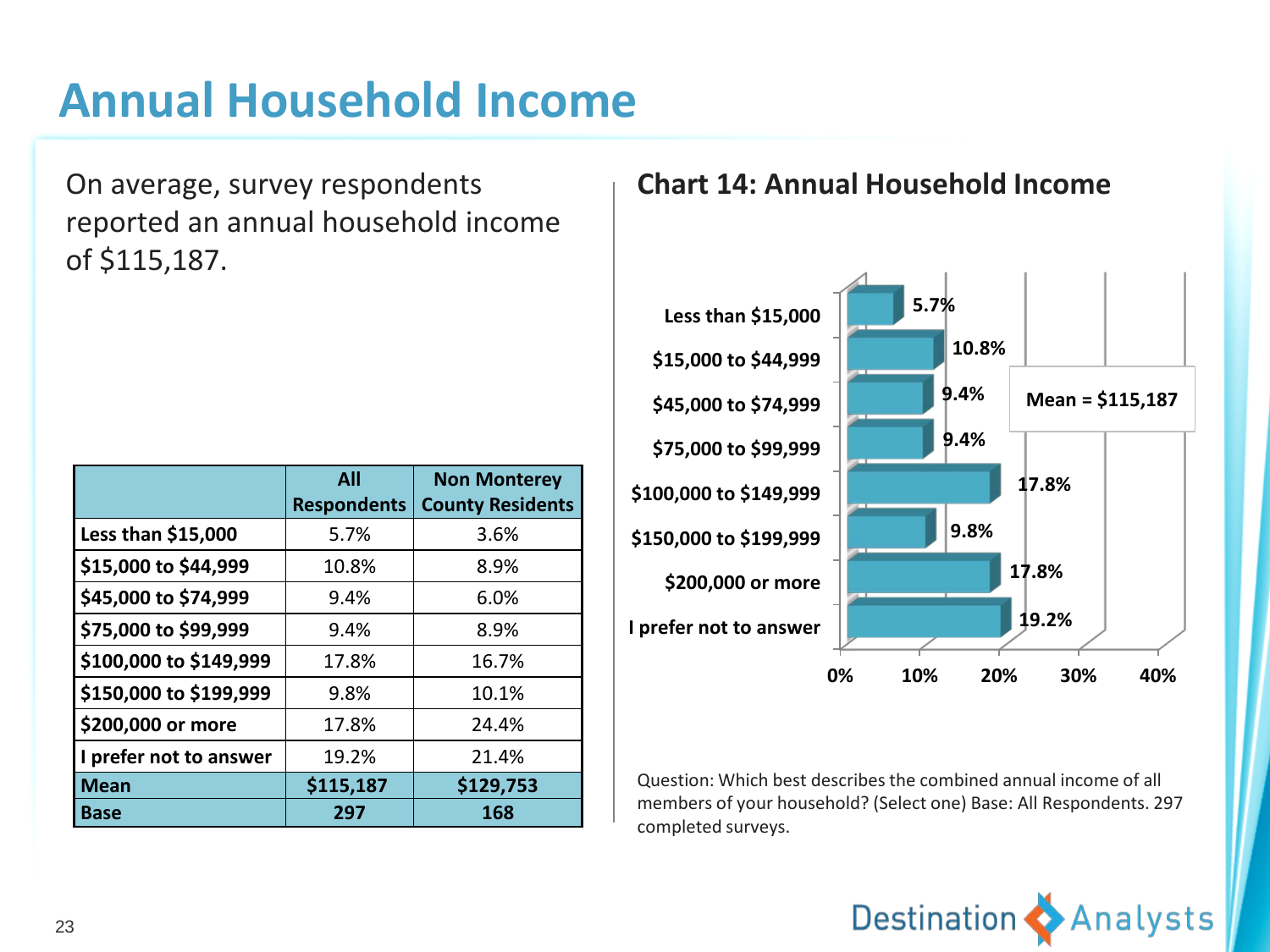# Annual Household Income

On average, survey respondents reported an annual household income of $115,187.

| | All Respondents | Non Monterey County Residents |
|---|---|---|
| Less than $15,000 | 5.7% | 3.6% |
| $15,000 to $44,999 | 10.8% | 8.9% |
| $45,000 to $74,999 | 9.4% | 6.0% |
| $75,000 to $99,999 | 9.4% | 8.9% |
| $100,000 to $149,999 | 17.8% | 16.7% |
| $150,000 to $199,999 | 9.8% | 10.1% |
| $200,000 or more | 17.8% | 24.4% |
| I prefer not to answer | 19.2% | 21.4% |
| **Mean** | **$115,187** | **$129,753** |
| **Base** | **297** | **168** |

## Chart 14: Annual Household Income

| | |
|---|---|
| Less than $15,000 | 5.7% |
| $15,000 to $44,999 | 10.8% |
| $45,000 to $74,999 | 9.4% |
| $75,000 to $99,999 | 9.4% |
| $100,000 to $149,999 | 17.8% |
| $150,000 to $199,999 | 9.8% |
| $200,000 or more | 17.8% |
| I prefer not to answer | 19.2% |

Mean = $115,187

Question: Which best describes the combined annual income of all members of your household? (Select one) Base: All Respondents. 297 completed surveys.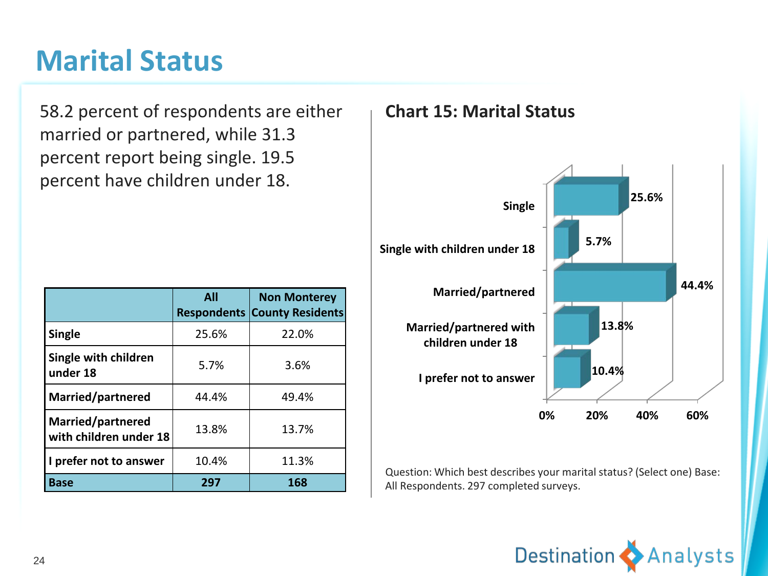# Marital Status

58.2 percent of respondents are either married or partnered, while 31.3 percent report being single. 19.5 percent have children under 18.

| | All Respondents | Non Monterey County Residents |
|---|---|---|
| **Single** | 25.6% | 22.0% |
| **Single with children under 18** | 5.7% | 3.6% |
| **Married/partnered** | 44.4% | 49.4% |
| **Married/partnered with children under 18** | 13.8% | 13.7% |
| **I prefer not to answer** | 10.4% | 11.3% |
| **Base** | **297** | **168** |

## Chart 15: Marital Status

| | |
|---|---|
| Single | 25.6% |
| Single with children under 18 | 5.7% |
| Married/partnered | 44.4% |
| Married/partnered with children under 18 | 13.8% |
| I prefer not to answer | 10.4% |

Question: Which best describes your marital status? (Select one) Base: All Respondents. 297 completed surveys.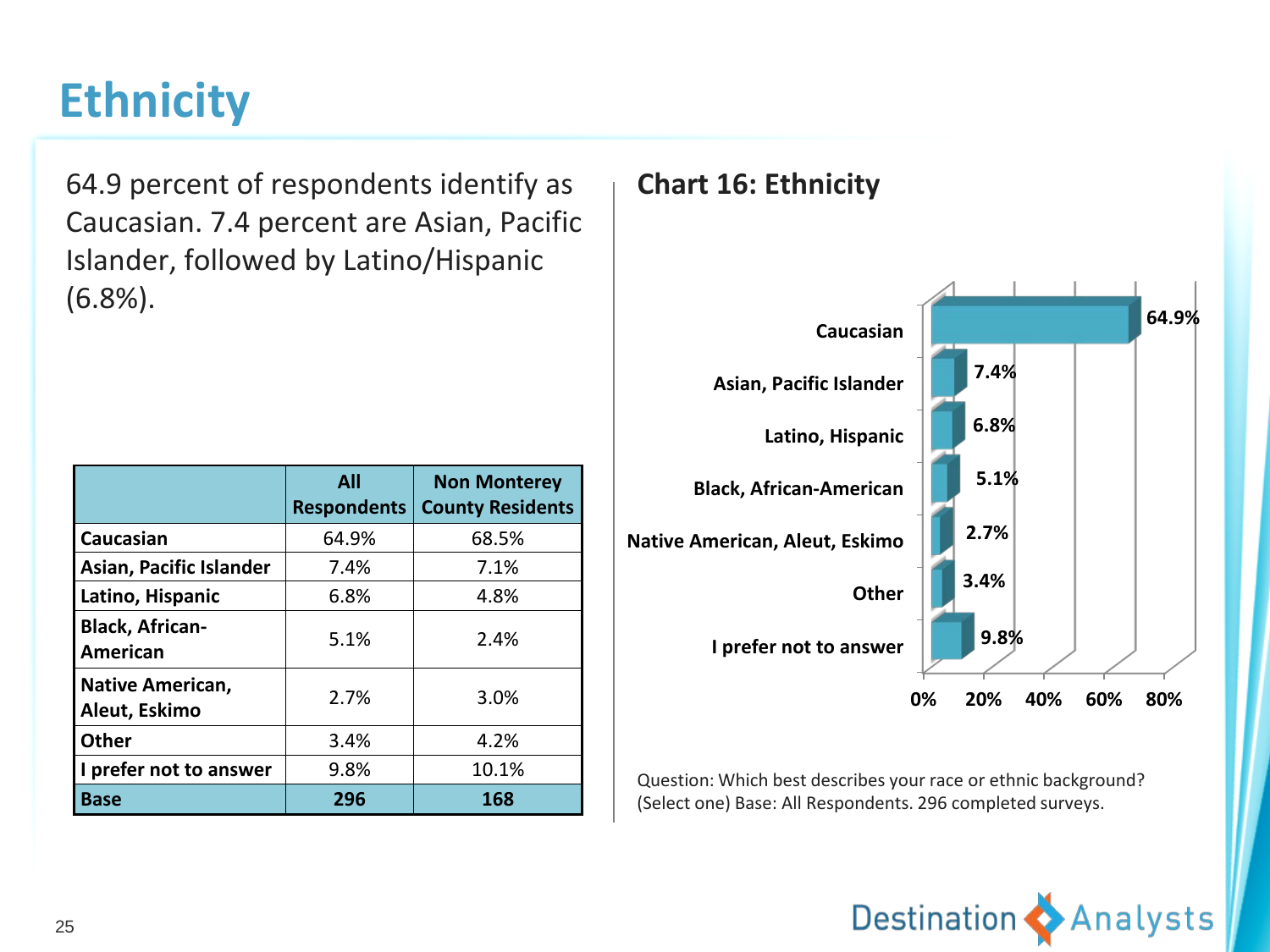# Ethnicity

64.9 percent of respondents identify as Caucasian. 7.4 percent are Asian, Pacific Islander, followed by Latino/Hispanic (6.8%).

| | All Respondents | Non Monterey County Residents |
|---|---|---|
| **Caucasian** | 64.9% | 68.5% |
| **Asian, Pacific Islander** | 7.4% | 7.1% |
| **Latino, Hispanic** | 6.8% | 4.8% |
| **Black, African-American** | 5.1% | 2.4% |
| **Native American, Aleut, Eskimo** | 2.7% | 3.0% |
| **Other** | 3.4% | 4.2% |
| **I prefer not to answer** | 9.8% | 10.1% |
| **Base** | **296** | **168** |

## Chart 16: Ethnicity

| | |
|---|---|
| Caucasian | 64.9% |
| Asian, Pacific Islander | 7.4% |
| Latino, Hispanic | 6.8% |
| Black, African-American | 5.1% |
| Native American, Aleut, Eskimo | 2.7% |
| Other | 3.4% |
| I prefer not to answer | 9.8% |

Question: Which best describes your race or ethnic background? (Select one) Base: All Respondents. 296 completed surveys.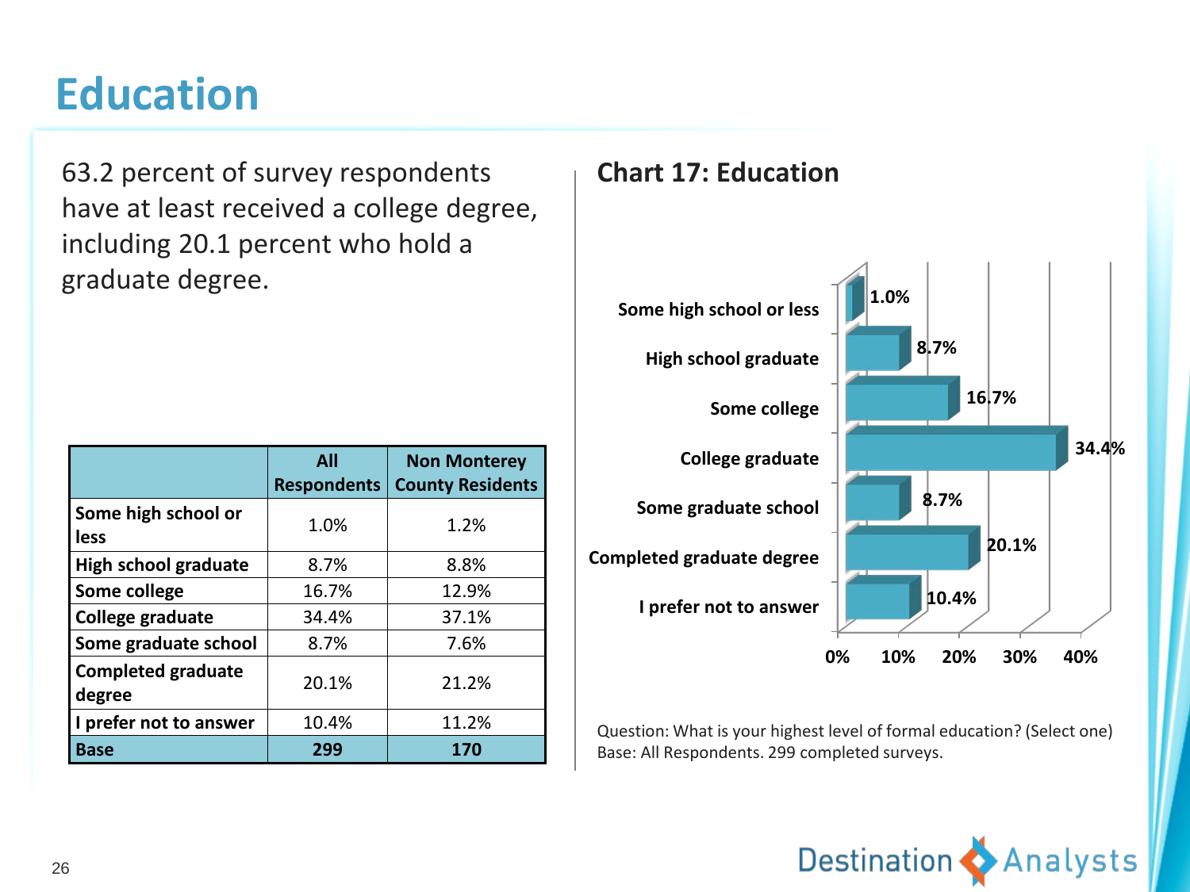# Education

63.2 percent of survey respondents have at least received a college degree, including 20.1 percent who hold a graduate degree.

| | All Respondents | Non Monterey County Residents |
|---|---|---|
| **Some high school or less** | 1.0% | 1.2% |
| **High school graduate** | 8.7% | 8.8% |
| **Some college** | 16.7% | 12.9% |
| **College graduate** | 34.4% | 37.1% |
| **Some graduate school** | 8.7% | 7.6% |
| **Completed graduate degree** | 20.1% | 21.2% |
| **I prefer not to answer** | 10.4% | 11.2% |
| **Base** | **299** | **170** |

## Chart 17: Education

Some high school or less 1.0%
High school graduate 8.7%
Some college 16.7%
College graduate 34.4%
Some graduate school 8.7%
Completed graduate degree 20.1%
I prefer not to answer 10.4%

0% 10% 20% 30% 40%

Question: What is your highest level of formal education? (Select one)
Base: All Respondents. 299 completed surveys.

Destination Analysts